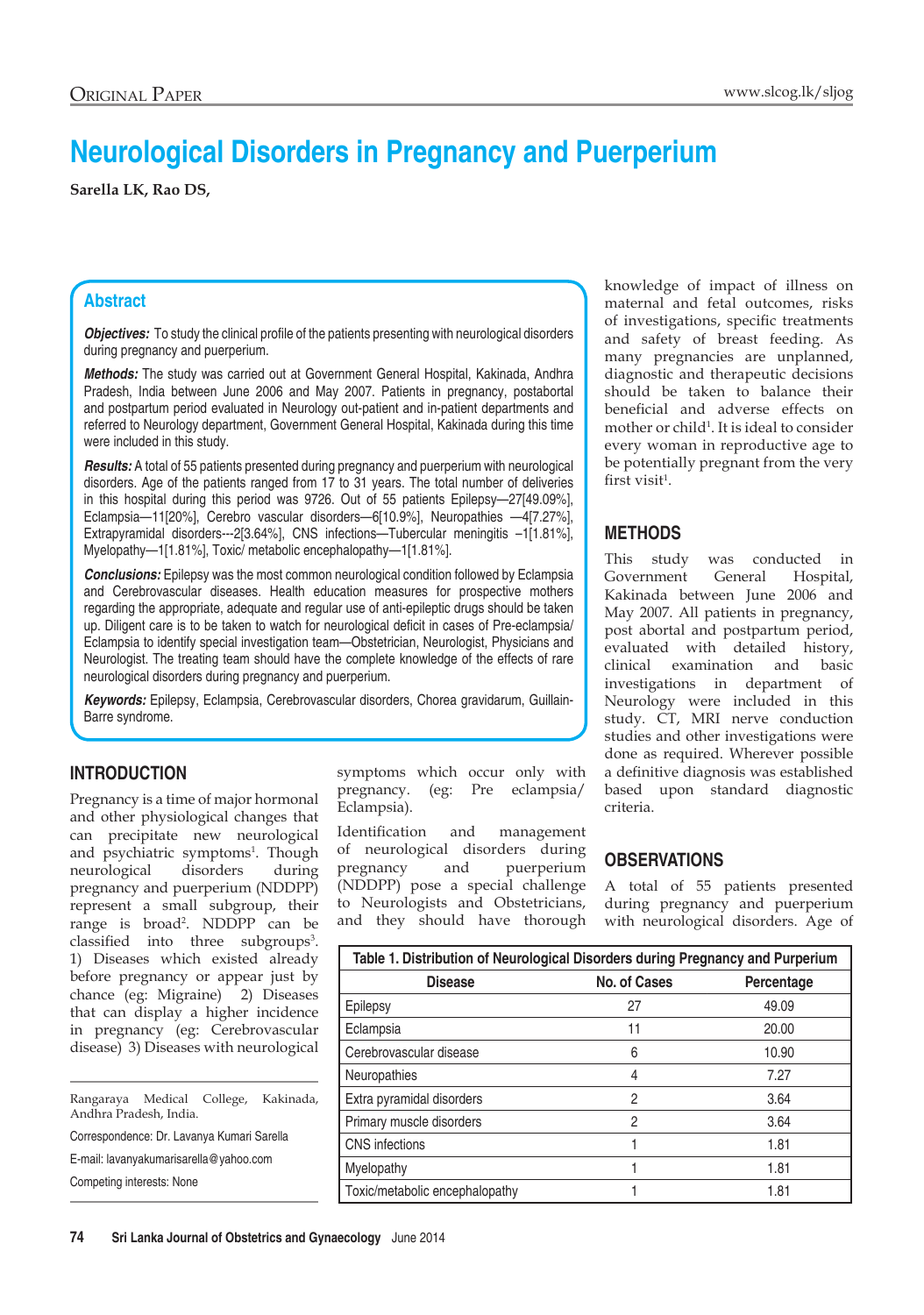Original Paper

# Neurological Disorders in Pregnancy and Puerperium

**Sarella LK, Rao DS,**

## Abstract

***Objectives:*** To study the clinical profile of the patients presenting with neurological disorders during pregnancy and puerperium.

***Methods:*** The study was carried out at Government General Hospital, Kakinada, Andhra Pradesh, India between June 2006 and May 2007. Patients in pregnancy, postabortal and postpartum period evaluated in Neurology out-patient and in-patient departments and referred to Neurology department, Government General Hospital, Kakinada during this time were included in this study.

***Results:*** A total of 55 patients presented during pregnancy and puerperium with neurological disorders. Age of the patients ranged from 17 to 31 years. The total number of deliveries in this hospital during this period was 9726. Out of 55 patients Epilepsy—27[49.09%], Eclampsia—11[20%], Cerebro vascular disorders—6[10.9%], Neuropathies —4[7.27%], Extrapyramidal disorders---2[3.64%], CNS infections—Tubercular meningitis –1[1.81%], Myelopathy—1[1.81%], Toxic/ metabolic encephalopathy—1[1.81%].

***Conclusions:*** Epilepsy was the most common neurological condition followed by Eclampsia and Cerebrovascular diseases. Health education measures for prospective mothers regarding the appropriate, adequate and regular use of anti-epileptic drugs should be taken up. Diligent care is to be taken to watch for neurological deficit in cases of Pre-eclampsia/ Eclampsia to identify special investigation team—Obstetrician, Neurologist, Physicians and Neurologist. The treating team should have the complete knowledge of the effects of rare neurological disorders during pregnancy and puerperium.

***Keywords:*** Epilepsy, Eclampsia, Cerebrovascular disorders, Chorea gravidarum, Guillain-Barre syndrome.

## INTRODUCTION

Pregnancy is a time of major hormonal and other physiological changes that can precipitate new neurological and psychiatric symptoms[1]. Though neurological disorders during pregnancy and puerperium (NDDPP) represent a small subgroup, their range is broad[2]. NDDPP can be classified into three subgroups[3]. 1) Diseases which existed already before pregnancy or appear just by chance (eg: Migraine) 2) Diseases that can display a higher incidence in pregnancy (eg: Cerebrovascular disease) 3) Diseases with neurological symptoms which occur only with pregnancy. (eg: Pre eclampsia/ Eclampsia).

Identification and management of neurological disorders during pregnancy and puerperium (NDDPP) pose a special challenge to Neurologists and Obstetricians, and they should have thorough knowledge of impact of illness on maternal and fetal outcomes, risks of investigations, specific treatments and safety of breast feeding. As many pregnancies are unplanned, diagnostic and therapeutic decisions should be taken to balance their beneficial and adverse effects on mother or child[1]. It is ideal to consider every woman in reproductive age to be potentially pregnant from the very first visit[1].

Rangaraya Medical College, Kakinada, Andhra Pradesh, India.

Correspondence: Dr. Lavanya Kumari Sarella

E-mail: lavanyakumarisarella@yahoo.com

Competing interests: None

## METHODS

This study was conducted in Government General Hospital, Kakinada between June 2006 and May 2007. All patients in pregnancy, post abortal and postpartum period, evaluated with detailed history, clinical examination and basic investigations in department of Neurology were included in this study. CT, MRI nerve conduction studies and other investigations were done as required. Wherever possible a definitive diagnosis was established based upon standard diagnostic criteria.

## OBSERVATIONS

A total of 55 patients presented during pregnancy and puerperium with neurological disorders. Age of

**Table 1. Distribution of Neurological Disorders during Pregnancy and Purperium**

| Disease | No. of Cases | Percentage |
|---|---|---|
| Epilepsy | 27 | 49.09 |
| Eclampsia | 11 | 20.00 |
| Cerebrovascular disease | 6 | 10.90 |
| Neuropathies | 4 | 7.27 |
| Extra pyramidal disorders | 2 | 3.64 |
| Primary muscle disorders | 2 | 3.64 |
| CNS infections | 1 | 1.81 |
| Myelopathy | 1 | 1.81 |
| Toxic/metabolic encephalopathy | 1 | 1.81 |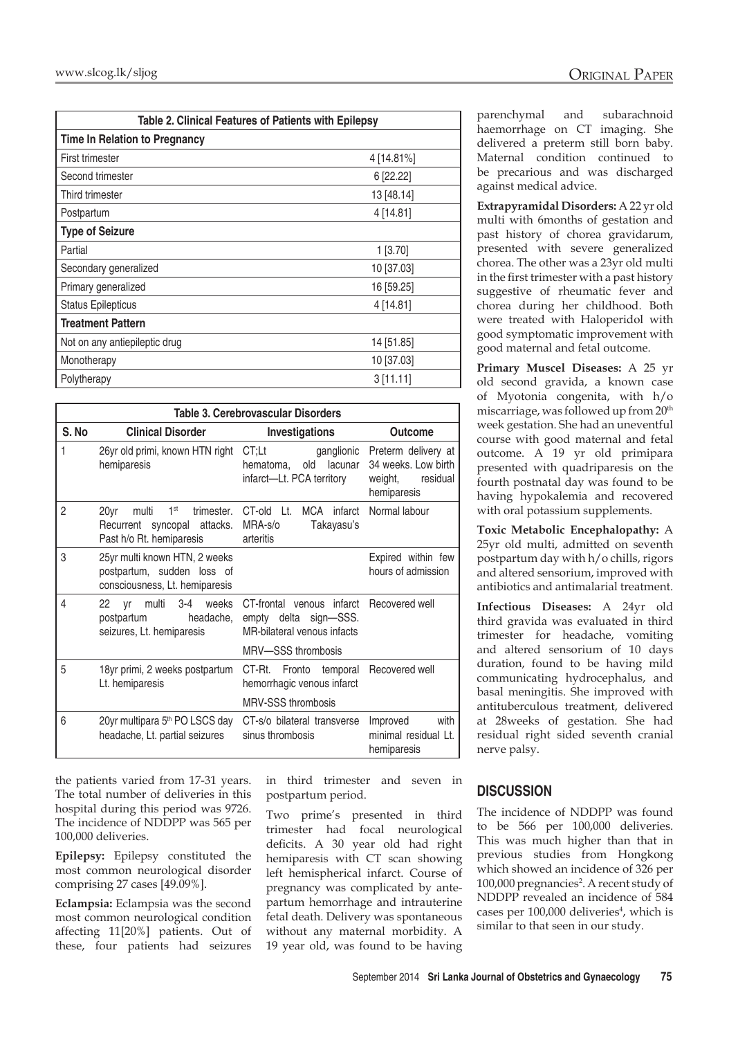| Table 2. Clinical Features of Patients with Epilepsy | |
|---|---|
| **Time In Relation to Pregnancy** | |
| First trimester | 4 [14.81%] |
| Second trimester | 6 [22.22] |
| Third trimester | 13 [48.14] |
| Postpartum | 4 [14.81] |
| **Type of Seizure** | |
| Partial | 1 [3.70] |
| Secondary generalized | 10 [37.03] |
| Primary generalized | 16 [59.25] |
| Status Epilepticus | 4 [14.81] |
| **Treatment Pattern** | |
| Not on any antiepileptic drug | 14 [51.85] |
| Monotherapy | 10 [37.03] |
| Polytherapy | 3 [11.11] |

| Table 3. Cerebrovascular Disorders | | | |
|---|---|---|---|
| **S. No** | **Clinical Disorder** | **Investigations** | **Outcome** |
| 1 | 26yr old primi, known HTN right hemiparesis | CT;Lt ganglionic hematoma, old lacunar infarct—Lt. PCA territory | Preterm delivery at 34 weeks. Low birth weight, residual hemiparesis |
| 2 | 20yr multi 1st trimester. Recurrent syncopal attacks. Past h/o Rt. hemiparesis | CT-old Lt. MCA infarct MRA-s/o Takayasu's arteritis | Normal labour |
| 3 | 25yr multi known HTN, 2 weeks postpartum, sudden loss of consciousness, Lt. hemiparesis | | Expired within few hours of admission |
| 4 | 22 yr multi 3-4 weeks postpartum headache, seizures, Lt. hemiparesis | CT-frontal venous infarct empty delta sign—SSS. MR-bilateral venous infacts<br>MRV—SSS thrombosis | Recovered well |
| 5 | 18yr primi, 2 weeks postpartum Lt. hemiparesis | CT-Rt. Fronto temporal hemorrhagic venous infarct<br>MRV-SSS thrombosis | Recovered well |
| 6 | 20yr multipara 5th PO LSCS day headache, Lt. partial seizures | CT-s/o bilateral transverse sinus thrombosis | Improved with minimal residual Lt. hemiparesis |

the patients varied from 17-31 years. The total number of deliveries in this hospital during this period was 9726. The incidence of NDDPP was 565 per 100,000 deliveries.

**Epilepsy:** Epilepsy constituted the most common neurological disorder comprising 27 cases [49.09%].

**Eclampsia:** Eclampsia was the second most common neurological condition affecting 11[20%] patients. Out of these, four patients had seizures in third trimester and seven in postpartum period.

Two prime's presented in third trimester had focal neurological deficits. A 30 year old had right hemiparesis with CT scan showing left hemispherical infarct. Course of pregnancy was complicated by antepartum hemorrhage and intrauterine fetal death. Delivery was spontaneous without any maternal morbidity. A 19 year old, was found to be having parenchymal and subarachnoid haemorrhage on CT imaging. She delivered a preterm still born baby. Maternal condition continued to be precarious and was discharged against medical advice.

**Extrapyramidal Disorders:** A 22 yr old multi with 6months of gestation and past history of chorea gravidarum, presented with severe generalized chorea. The other was a 23yr old multi in the first trimester with a past history suggestive of rheumatic fever and chorea during her childhood. Both were treated with Haloperidol with good symptomatic improvement with good maternal and fetal outcome.

**Primary Muscel Diseases:** A 25 yr old second gravida, a known case of Myotonia congenita, with h/o miscarriage, was followed up from 20th week gestation. She had an uneventful course with good maternal and fetal outcome. A 19 yr old primipara presented with quadriparesis on the fourth postnatal day was found to be having hypokalemia and recovered with oral potassium supplements.

**Toxic Metabolic Encephalopathy:** A 25yr old multi, admitted on seventh postpartum day with h/o chills, rigors and altered sensorium, improved with antibiotics and antimalarial treatment.

**Infectious Diseases:** A 24yr old third gravida was evaluated in third trimester for headache, vomiting and altered sensorium of 10 days duration, found to be having mild communicating hydrocephalus, and basal meningitis. She improved with antituberculous treatment, delivered at 28weeks of gestation. She had residual right sided seventh cranial nerve palsy.

## DISCUSSION

The incidence of NDDPP was found to be 566 per 100,000 deliveries. This was much higher than that in previous studies from Hongkong which showed an incidence of 326 per 100,000 pregnancies[2]. A recent study of NDDPP revealed an incidence of 584 cases per 100,000 deliveries[4], which is similar to that seen in our study.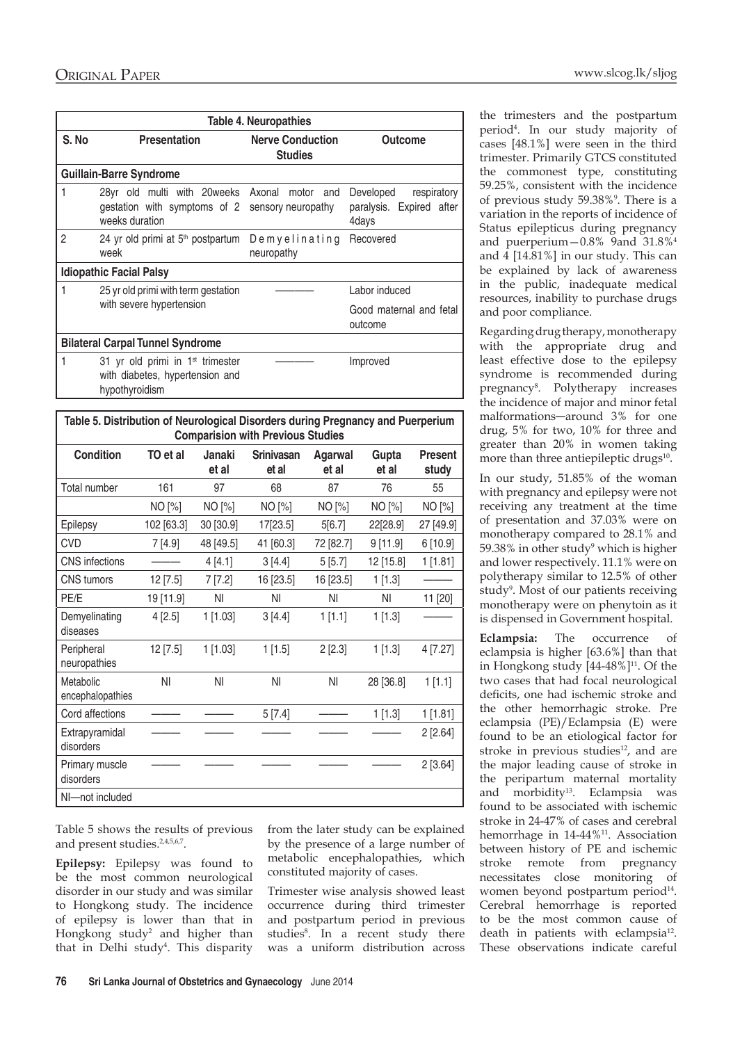| Table 4. Neuropathies | | | |
|---|---|---|---|
| S. No | Presentation | Nerve Conduction Studies | Outcome |
| **Guillain-Barre Syndrome** | | | |
| 1 | 28yr old multi with 20weeks gestation with symptoms of 2 weeks duration | Axonal motor and sensory neuropathy | Developed respiratory paralysis. Expired after 4days |
| 2 | 24 yr old primi at 5th postpartum week | Demyelinating neuropathy | Recovered |
| **Idiopathic Facial Palsy** | | | |
| 1 | 25 yr old primi with term gestation with severe hypertension | ——— | Labor induced<br>Good maternal and fetal outcome |
| **Bilateral Carpal Tunnel Syndrome** | | | |
| 1 | 31 yr old primi in 1st trimester with diabetes, hypertension and hypothyroidism | ——— | Improved |

| Table 5. Distribution of Neurological Disorders during Pregnancy and Puerperium Comparision with Previous Studies | | | | | | |
|---|---|---|---|---|---|---|
| Condition | TO et al | Janaki et al | Srinivasan et al | Agarwal et al | Gupta et al | Present study |
| Total number | 161 | 97 | 68 | 87 | 76 | 55 |
| | NO [%] | NO [%] | NO [%] | NO [%] | NO [%] | NO [%] |
| Epilepsy | 102 [63.3] | 30 [30.9] | 17[23.5] | 5[6.7] | 22[28.9] | 27 [49.9] |
| CVD | 7 [4.9] | 48 [49.5] | 41 [60.3] | 72 [82.7] | 9 [11.9] | 6 [10.9] |
| CNS infections | ——— | 4 [4.1] | 3 [4.4] | 5 [5.7] | 12 [15.8] | 1 [1.81] |
| CNS tumors | 12 [7.5] | 7 [7.2] | 16 [23.5] | 16 [23.5] | 1 [1.3] | ——— |
| PE/E | 19 [11.9] | NI | NI | NI | NI | 11 [20] |
| Demyelinating diseases | 4 [2.5] | 1 [1.03] | 3 [4.4] | 1 [1.1] | 1 [1.3] | ——— |
| Peripheral neuropathies | 12 [7.5] | 1 [1.03] | 1 [1.5] | 2 [2.3] | 1 [1.3] | 4 [7.27] |
| Metabolic encephalopathies | NI | NI | NI | NI | 28 [36.8] | 1 [1.1] |
| Cord affections | ——— | ——— | 5 [7.4] | ——— | 1 [1.3] | 1 [1.81] |
| Extrapyramidal disorders | ——— | ——— | ——— | ——— | ——— | 2 [2.64] |
| Primary muscle disorders | ——— | ——— | ——— | ——— | ——— | 2 [3.64] |
| NI—not included | | | | | | |

Table 5 shows the results of previous and present studies.[2,4,5,6,7]

**Epilepsy:** Epilepsy was found to be the most common neurological disorder in our study and was similar to Hongkong study. The incidence of epilepsy is lower than that in Hongkong study[2] and higher than that in Delhi study[4]. This disparity from the later study can be explained by the presence of a large number of metabolic encephalopathies, which constituted majority of cases.

Trimester wise analysis showed least occurrence during third trimester and postpartum period in previous studies[8]. In a recent study there was a uniform distribution across the trimesters and the postpartum period[4]. In our study majority of cases [48.1%] were seen in the third trimester. Primarily GTCS constituted the commonest type, constituting 59.25%, consistent with the incidence of previous study 59.38%[9]. There is a variation in the reports of incidence of Status epilepticus during pregnancy and puerperium—0.8% 9and 31.8%[4] and 4 [14.81%] in our study. This can be explained by lack of awareness in the public, inadequate medical resources, inability to purchase drugs and poor compliance.

Regarding drug therapy, monotherapy with the appropriate drug and least effective dose to the epilepsy syndrome is recommended during pregnancy[8]. Polytherapy increases the incidence of major and minor fetal malformations—around 3% for one drug, 5% for two, 10% for three and greater than 20% in women taking more than three antiepileptic drugs[10].

In our study, 51.85% of the woman with pregnancy and epilepsy were not receiving any treatment at the time of presentation and 37.03% were on monotherapy compared to 28.1% and 59.38% in other study[9] which is higher and lower respectively. 11.1% were on polytherapy similar to 12.5% of other study[9]. Most of our patients receiving monotherapy were on phenytoin as it is dispensed in Government hospital.

**Eclampsia:** The occurrence of eclampsia is higher [63.6%] than that in Hongkong study [44-48%][11]. Of the two cases that had focal neurological deficits, one had ischemic stroke and the other hemorrhagic stroke. Pre eclampsia (PE)/Eclampsia (E) were found to be an etiological factor for stroke in previous studies[12], and are the major leading cause of stroke in the peripartum maternal mortality and morbidity[13]. Eclampsia was found to be associated with ischemic stroke in 24-47% of cases and cerebral hemorrhage in 14-44%[11]. Association between history of PE and ischemic stroke remote from pregnancy necessitates close monitoring of women beyond postpartum period[14]. Cerebral hemorrhage is reported to be the most common cause of death in patients with eclampsia[12]. These observations indicate careful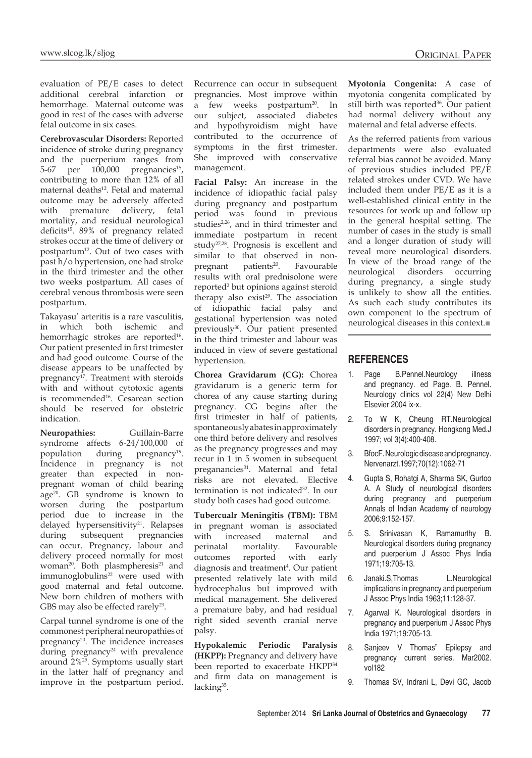evaluation of PE/E cases to detect additional cerebral infarction or hemorrhage. Maternal outcome was good in rest of the cases with adverse fetal outcome in six cases.

**Cerebrovascular Disorders:** Reported incidence of stroke during pregnancy and the puerperium ranges from 5-67 per 100,000 pregnancies[15], contributing to more than 12% of all maternal deaths[12]. Fetal and maternal outcome may be adversely affected with premature delivery, fetal mortality, and residual neurological deficits[15]. 89% of pregnancy related strokes occur at the time of delivery or postpartum[12]. Out of two cases with past h/o hypertension, one had stroke in the third trimester and the other two weeks postpartum. All cases of cerebral venous thrombosis were seen postpartum.

Takayasu' arteritis is a rare vasculitis, in which both ischemic and hemorrhagic strokes are reported[16]. Our patient presented in first trimester and had good outcome. Course of the disease appears to be unaffected by pregnancy[17]. Treatment with steroids with and without cytotoxic agents is recommended[16]. Cesarean section should be reserved for obstetric indication.

**Neuropathies:** Guillain-Barre syndrome affects 6-24/100,000 of population during pregnancy[19]. Incidence in pregnancy is not greater than expected in non-pregnant woman of child bearing age[20]. GB syndrome is known to worsen during the postpartum period due to increase in the delayed hypersensitivity[21]. Relapses during subsequent pregnancies can occur. Pregnancy, labour and delivery proceed normally for most woman[20]. Both plasmpheresis[21] and immunoglobulins[22] were used with good maternal and fetal outcome. New born children of mothers with GBS may also be effected rarely[23].

Carpal tunnel syndrome is one of the commonest peripheral neuropathies of pregnancy[20]. The incidence increases during pregnancy[24] with prevalence around 2%[25]. Symptoms usually start in the latter half of pregnancy and improve in the postpartum period. Recurrence can occur in subsequent pregnancies. Most improve within a few weeks postpartum[20]. In our subject, associated diabetes and hypothyroidism might have contributed to the occurrence of symptoms in the first trimester. She improved with conservative management.

**Facial Palsy:** An increase in the incidence of idiopathic facial palsy during pregnancy and postpartum period was found in previous studies[2,26], and in third trimester and immediate postpartum in recent study[27,28]. Prognosis is excellent and similar to that observed in non-pregnant patients[20]. Favourable results with oral prednisolone were reported[2] but opinions against steroid therapy also exist[29]. The association of idiopathic facial palsy and gestational hypertension was noted previously[30]. Our patient presented in the third trimester and labour was induced in view of severe gestational hypertension.

**Chorea Gravidarum (CG):** Chorea gravidarum is a generic term for chorea of any cause starting during pregnancy. CG begins after the first trimester in half of patients, spontaneously abates in approximately one third before delivery and resolves as the pregnancy progresses and may recur in 1 in 5 women in subsequent preganancies[31]. Maternal and fetal risks are not elevated. Elective termination is not indicated[32]. In our study both cases had good outcome.

**Tubercualr Meningitis (TBM):** TBM in pregnant woman is associated with increased maternal and perinatal mortality. Favourable outcomes reported with early diagnosis and treatment[4]. Our patient presented relatively late with mild hydrocephalus but improved with medical management. She delivered a premature baby, and had residual right sided seventh cranial nerve palsy.

**Hypokalemic Periodic Paralysis (HKPP):** Pregnancy and delivery have been reported to exacerbate HKPP[34] and firm data on management is lacking[35].

**Myotonia Congenita:** A case of myotonia congenita complicated by still birth was reported[36]. Our patient had normal delivery without any maternal and fetal adverse effects.

As the referred patients from various departments were also evaluated referral bias cannot be avoided. Many of previous studies included PE/E related strokes under CVD. We have included them under PE/E as it is a well-established clinical entity in the resources for work up and follow up in the general hospital setting. The number of cases in the study is small and a longer duration of study will reveal more neurological disorders. In view of the broad range of the neurological disorders occurring during pregnancy, a single study is unlikely to show all the entities. As such each study contributes its own component to the spectrum of neurological diseases in this context.■

## REFERENCES

1. Page B.Pennel.Neurology illness and pregnancy. ed Page. B. Pennel. Neurology clinics vol 22(4) New Delhi Elsevier 2004 ix-x.
2. To W K, Cheung RT.Neurological disorders in pregnancy. Hongkong Med.J 1997; vol 3(4):400-408.
3. BfocF. Neurologic disease and pregnancy. Nervenarzt.1997;70(12):1062-71
4. Gupta S, Rohatgi A, Sharma SK, Gurtoo A. A Study of neurological disorders during pregnancy and puerperium Annals of Indian Academy of neurology 2006;9:152-157.
5. S. Srinivasan K, Ramamurthy B. Neurological disorders during pregnancy and puerperium J Assoc Phys India 1971;19:705-13.
6. Janaki.S,Thomas L.Neurological implications in pregnancy and puerperium J Assoc Phys India 1963;11:128-37.
7. Agarwal K. Neurological disorders in pregnancy and puerperium J Assoc Phys India 1971;19:705-13.
8. Sanjeev V Thomas" Epilepsy and pregnancy current series. Mar2002. vol182
9. Thomas SV, Indrani L, Devi GC, Jacob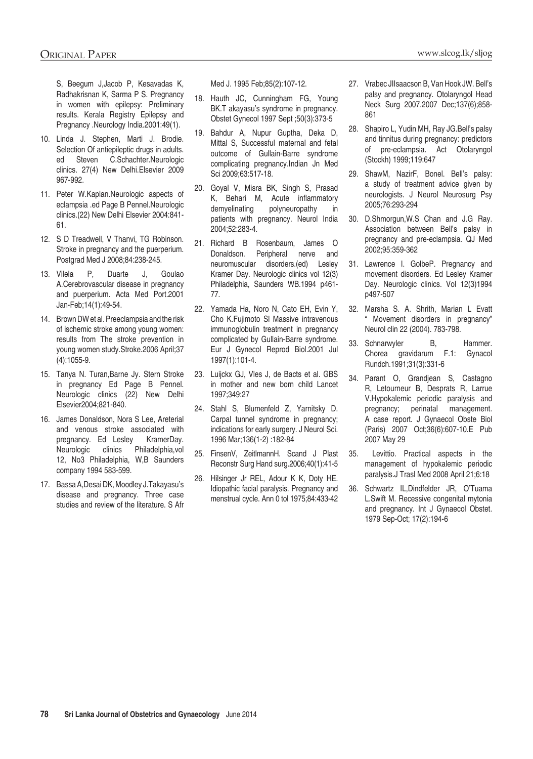S, Beegum J,Jacob P, Kesavadas K, Radhakrisnan K, Sarma P S. Pregnancy in women with epilepsy: Preliminary results. Kerala Registry Epilepsy and Pregnancy .Neurology India.2001:49(1).

10. Linda J. Stephen, Marti J. Brodie. Selection Of antiepileptic drugs in adults. ed Steven C.Schachter.Neurologic clinics. 27(4) New Delhi.Elsevier 2009 967-992.
11. Peter W.Kaplan.Neurologic aspects of eclampsia .ed Page B Pennel.Neurologic clinics.(22) New Delhi Elsevier 2004:841-61.
12. S D Treadwell, V Thanvi, TG Robinson. Stroke in pregnancy and the puerperium. Postgrad Med J 2008;84:238-245.
13. Vilela P, Duarte J, Goulao A.Cerebrovascular disease in pregnancy and puerperium. Acta Med Port.2001 Jan-Feb;14(1):49-54.
14. Brown DW et al. Preeclampsia and the risk of ischemic stroke among young women: results from The stroke prevention in young women study.Stroke.2006 April;37 (4):1055-9.
15. Tanya N. Turan,Barne Jy. Stern Stroke in pregnancy Ed Page B Pennel. Neurologic clinics (22) New Delhi Elsevier2004;821-840.
16. James Donaldson, Nora S Lee, Areterial and venous stroke associated with pregnancy. Ed Lesley KramerDay. Neurologic clinics Philadelphia,vol 12, No3 Philadelphia, W,B Saunders company 1994 583-599.
17. Bassa A,Desai DK, Moodley J.Takayasu's disease and pregnancy. Three case studies and review of the literature. S Afr Med J. 1995 Feb;85(2):107-12.
18. Hauth JC, Cunningham FG, Young BK.T akayasu's syndrome in pregnancy. Obstet Gynecol 1997 Sept ;50(3):373-5
19. Bahdur A, Nupur Guptha, Deka D, Mittal S, Successful maternal and fetal outcome of Gullain-Barre syndrome complicating pregnancy.Indian Jn Med Sci 2009;63:517-18.
20. Goyal V, Misra BK, Singh S, Prasad K, Behari M, Acute inflammatory demyelinating polyneuropathy in patients with pregnancy. Neurol India 2004;52:283-4.
21. Richard B Rosenbaum, James O Donaldson. Peripheral nerve and neuromuscular disorders.(ed) Lesley Kramer Day. Neurologic clinics vol 12(3) Philadelphia, Saunders WB.1994 p461-77.
22. Yamada Ha, Noro N, Cato EH, Evin Y, Cho K.Fujimoto SI Massive intravenous immunoglobulin treatment in pregnancy complicated by Gullain-Barre syndrome. Eur J Gynecol Reprod Biol.2001 Jul 1997(1):101-4.
23. Luijckx GJ, Vles J, de Bacts et al. GBS in mother and new born child Lancet 1997;349:27
24. Stahl S, Blumenfeld Z, Yarnitsky D. Carpal tunnel syndrome in pregnancy; indications for early surgery. J Neurol Sci. 1996 Mar;136(1-2) :182-84
25. FinsenV, ZeitlmannH. Scand J Plast Reconstr Surg Hand surg.2006;40(1):41-5
26. Hilsinger Jr REL, Adour K K, Doty HE. Idiopathic facial paralysis. Pregnancy and menstrual cycle. Ann 0 tol 1975;84:433-42
27. Vrabec JIIsaacson B, Van Hook JW. Bell's palsy and pregnancy. Otolaryngol Head Neck Surg 2007.2007 Dec;137(6);858-861
28. Shapiro L, Yudin MH, Ray JG.Bell's palsy and tinnitus during pregnancy: predictors of pre-eclampsia. Act Otolaryngol (Stockh) 1999;119:647
29. ShawM, NazirF, Bonel. Bell's palsy: a study of treatment advice given by neurologists. J Neurol Neurosurg Psy 2005;76:293-294
30. D.Shmorgun,W.S Chan and J.G Ray. Association between Bell's palsy in pregnancy and pre-eclampsia. QJ Med 2002;95:359-362
31. Lawrence I. GolbeP. Pregnancy and movement disorders. Ed Lesley Kramer Day. Neurologic clinics. Vol 12(3)1994 p497-507
32. Marsha S. A. Shrith, Marian L Evatt " Movement disorders in pregnancy" Neurol clin 22 (2004). 783-798.
33. Schnarwyler B, Hammer. Chorea gravidarum F.1: Gynacol Rundch.1991;31(3):331-6
34. Parant O, Grandjean S, Castagno R, Letourneur B, Desprats R, Larrue V.Hypokalemic periodic paralysis and pregnancy; perinatal management. A case report. J Gynaecol Obste Biol (Paris) 2007 Oct;36(6):607-10.E Pub 2007 May 29
35. Levittio. Practical aspects in the management of hypokalemic periodic paralysis.J Trasl Med 2008 April 21;6:18
36. Schwartz IL,Dindfelder JR, O'Tuama L.Swift M. Recessive congenital mytonia and pregnancy. Int J Gynaecol Obstet. 1979 Sep-Oct; 17(2):194-6